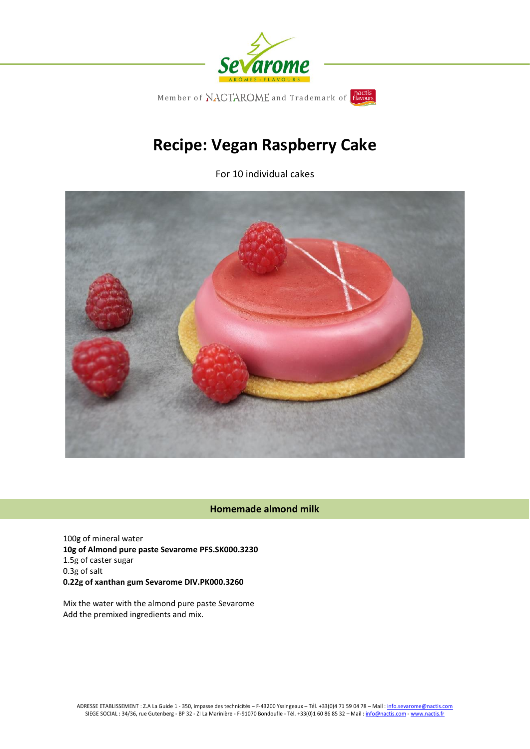Member of NACTAROME and Trademark of nactis flavours

# Recipe: Vegan Raspberry Cake

For 10 individual cakes

## Homemade almond milk

100g of mineral water
**10g of Almond pure paste Sevarome PFS.SK000.3230**
1.5g of caster sugar
0.3g of salt
**0.22g of xanthan gum Sevarome DIV.PK000.3260**

Mix the water with the almond pure paste Sevarome
Add the premixed ingredients and mix.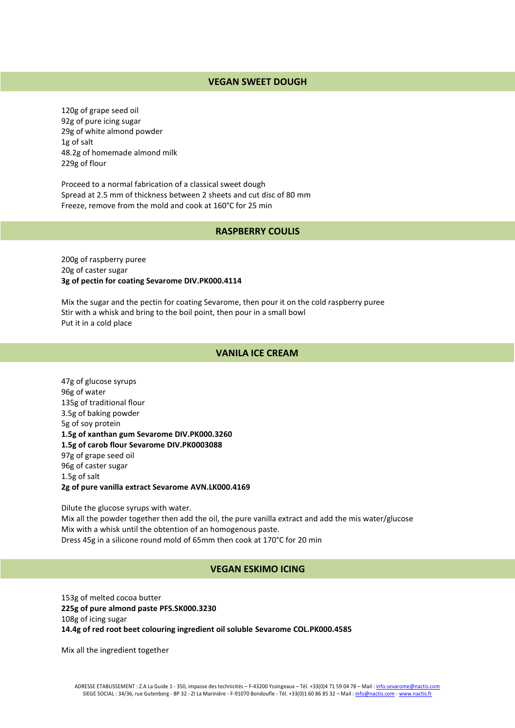## VEGAN SWEET DOUGH

120g of grape seed oil
92g of pure icing sugar
29g of white almond powder
1g of salt
48.2g of homemade almond milk
229g of flour

Proceed to a normal fabrication of a classical sweet dough
Spread at 2.5 mm of thickness between 2 sheets and cut disc of 80 mm
Freeze, remove from the mold and cook at 160°C for 25 min

## RASPBERRY COULIS

200g of raspberry puree
20g of caster sugar
**3g of pectin for coating Sevarome DIV.PK000.4114**

Mix the sugar and the pectin for coating Sevarome, then pour it on the cold raspberry puree
Stir with a whisk and bring to the boil point, then pour in a small bowl
Put it in a cold place

## VANILA ICE CREAM

47g of glucose syrups
96g of water
135g of traditional flour
3.5g of baking powder
5g of soy protein
**1.5g of xanthan gum Sevarome DIV.PK000.3260**
**1.5g of carob flour Sevarome DIV.PK0003088**
97g of grape seed oil
96g of caster sugar
1.5g of salt
**2g of pure vanilla extract Sevarome AVN.LK000.4169**

Dilute the glucose syrups with water.
Mix all the powder together then add the oil, the pure vanilla extract and add the mis water/glucose
Mix with a whisk until the obtention of an homogenous paste.
Dress 45g in a silicone round mold of 65mm then cook at 170°C for 20 min

## VEGAN ESKIMO ICING

153g of melted cocoa butter
**225g of pure almond paste PFS.SK000.3230**
108g of icing sugar
**14.4g of red root beet colouring ingredient oil soluble Sevarome COL.PK000.4585**

Mix all the ingredient together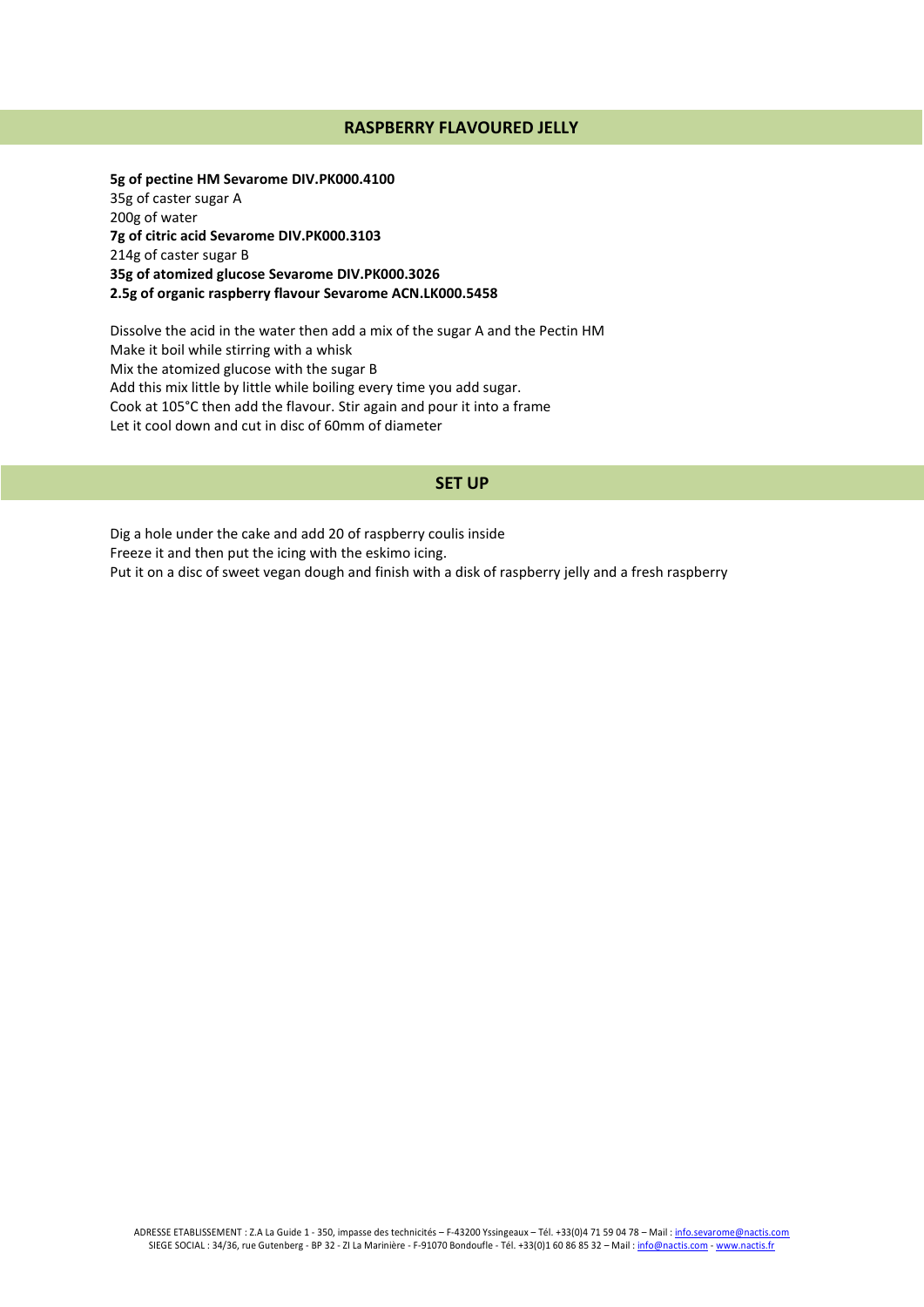## RASPBERRY FLAVOURED JELLY

**5g of pectine HM Sevarome DIV.PK000.4100**
35g of caster sugar A
200g of water
**7g of citric acid Sevarome DIV.PK000.3103**
214g of caster sugar B
**35g of atomized glucose Sevarome DIV.PK000.3026**
**2.5g of organic raspberry flavour Sevarome ACN.LK000.5458**

Dissolve the acid in the water then add a mix of the sugar A and the Pectin HM
Make it boil while stirring with a whisk
Mix the atomized glucose with the sugar B
Add this mix little by little while boiling every time you add sugar.
Cook at 105°C then add the flavour. Stir again and pour it into a frame
Let it cool down and cut in disc of 60mm of diameter

## SET UP

Dig a hole under the cake and add 20 of raspberry coulis inside
Freeze it and then put the icing with the eskimo icing.
Put it on a disc of sweet vegan dough and finish with a disk of raspberry jelly and a fresh raspberry

ADRESSE ETABLISSEMENT : Z.A La Guide 1 - 350, impasse des technicités – F-43200 Yssingeaux – Tél. +33(0)4 71 59 04 78 – Mail : info.sevarome@nactis.com
SIEGE SOCIAL : 34/36, rue Gutenberg - BP 32 - ZI La Marinière - F-91070 Bondoufle - Tél. +33(0)1 60 86 85 32 – Mail : info@nactis.com - www.nactis.fr